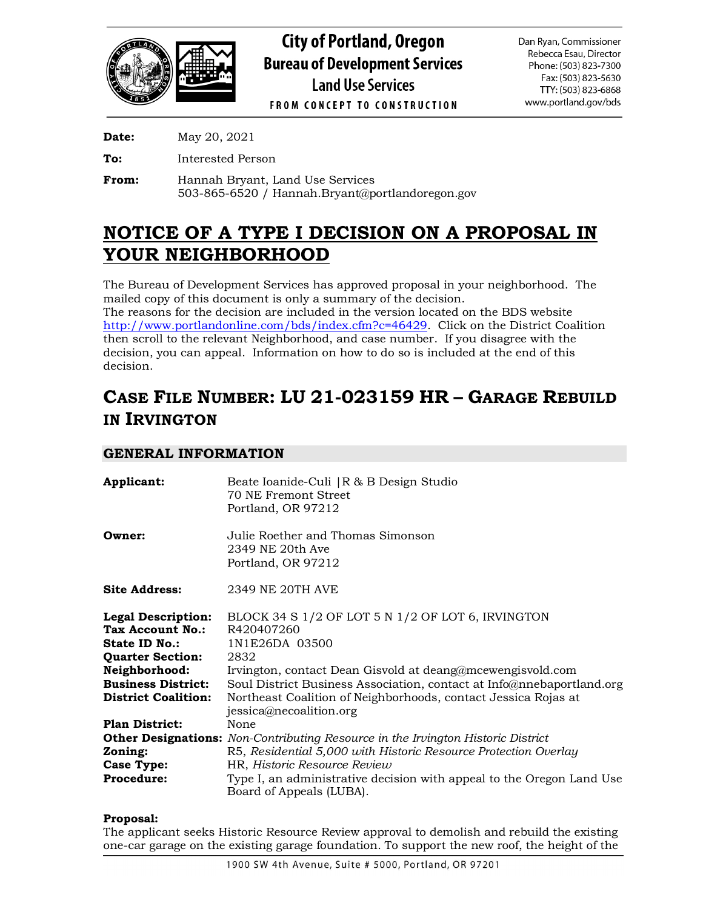# City of Portland, Oregon
## Bureau of Development Services
### Land Use Services

FROM CONCEPT TO CONSTRUCTION

Dan Ryan, Commissioner
Rebecca Esau, Director
Phone: (503) 823-7300
Fax: (503) 823-5630
TTY: (503) 823-6868
www.portland.gov/bds

**Date:** May 20, 2021

**To:** Interested Person

**From:** Hannah Bryant, Land Use Services
503-865-6520 / Hannah.Bryant@portlandoregon.gov

# NOTICE OF A TYPE I DECISION ON A PROPOSAL IN YOUR NEIGHBORHOOD

The Bureau of Development Services has approved proposal in your neighborhood. The mailed copy of this document is only a summary of the decision.
The reasons for the decision are included in the version located on the BDS website http://www.portlandonline.com/bds/index.cfm?c=46429. Click on the District Coalition then scroll to the relevant Neighborhood, and case number. If you disagree with the decision, you can appeal. Information on how to do so is included at the end of this decision.

## CASE FILE NUMBER: LU 21-023159 HR – GARAGE REBUILD IN IRVINGTON

### GENERAL INFORMATION

**Applicant:** Beate Ioanide-Culi |R & B Design Studio
70 NE Fremont Street
Portland, OR 97212

**Owner:** Julie Roether and Thomas Simonson
2349 NE 20th Ave
Portland, OR 97212

**Site Address:** 2349 NE 20TH AVE

**Legal Description:** BLOCK 34 S 1/2 OF LOT 5 N 1/2 OF LOT 6, IRVINGTON
**Tax Account No.:** R420407260
**State ID No.:** 1N1E26DA 03500
**Quarter Section:** 2832
**Neighborhood:** Irvington, contact Dean Gisvold at deang@mcewengisvold.com
**Business District:** Soul District Business Association, contact at Info@nnebaportland.org
**District Coalition:** Northeast Coalition of Neighborhoods, contact Jessica Rojas at jessica@necoalition.org
**Plan District:** None
**Other Designations:** *Non-Contributing Resource in the Irvington Historic District*
**Zoning:** R5, *Residential 5,000 with Historic Resource Protection Overlay*
**Case Type:** HR, *Historic Resource Review*
**Procedure:** Type I, an administrative decision with appeal to the Oregon Land Use Board of Appeals (LUBA).

**Proposal:**
The applicant seeks Historic Resource Review approval to demolish and rebuild the existing one-car garage on the existing garage foundation. To support the new roof, the height of the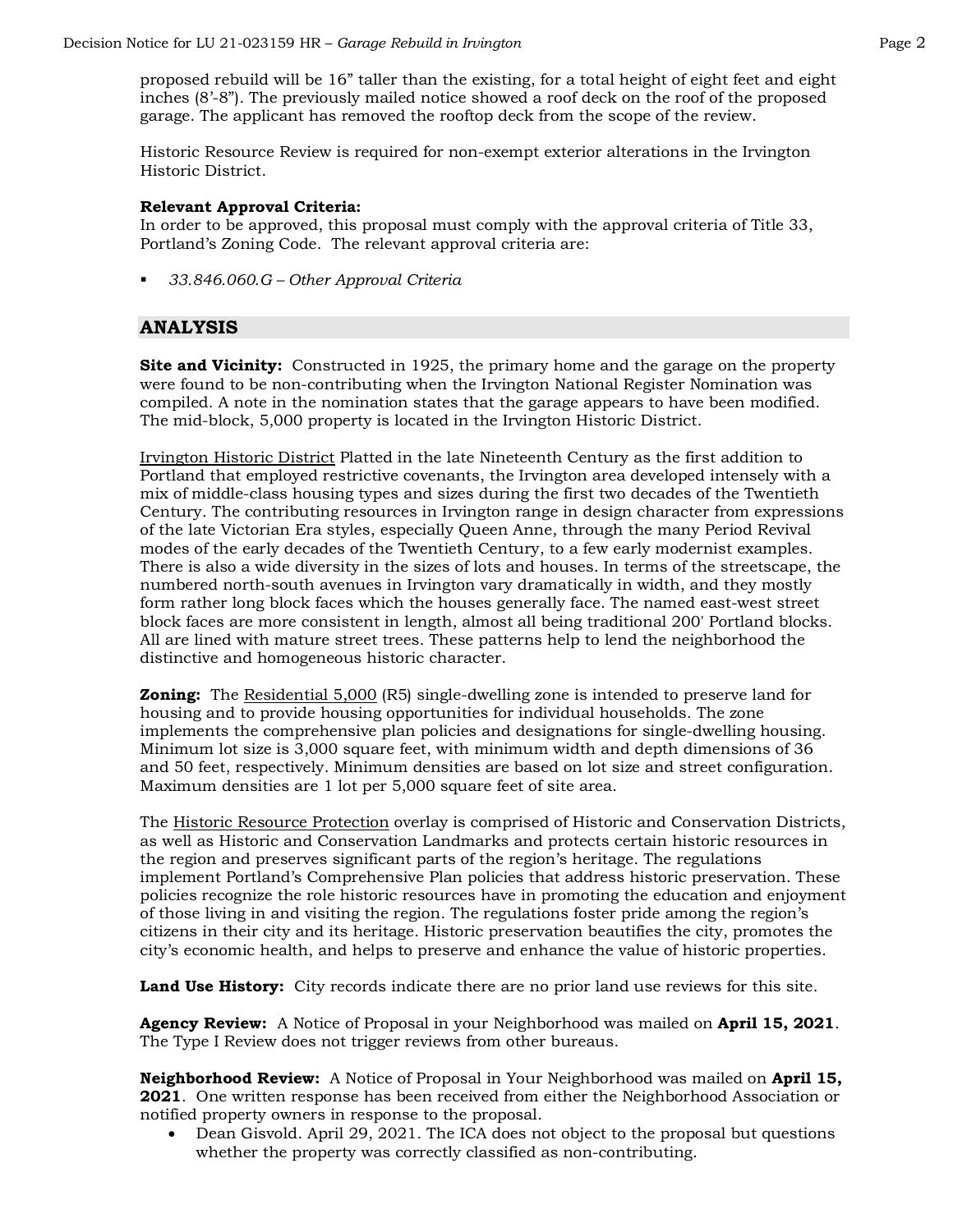proposed rebuild will be 16" taller than the existing, for a total height of eight feet and eight inches (8'-8"). The previously mailed notice showed a roof deck on the roof of the proposed garage. The applicant has removed the rooftop deck from the scope of the review.

Historic Resource Review is required for non-exempt exterior alterations in the Irvington Historic District.

**Relevant Approval Criteria:**
In order to be approved, this proposal must comply with the approval criteria of Title 33, Portland's Zoning Code. The relevant approval criteria are:

- *33.846.060.G – Other Approval Criteria*

## ANALYSIS

**Site and Vicinity:** Constructed in 1925, the primary home and the garage on the property were found to be non-contributing when the Irvington National Register Nomination was compiled. A note in the nomination states that the garage appears to have been modified. The mid-block, 5,000 property is located in the Irvington Historic District.

Irvington Historic District Platted in the late Nineteenth Century as the first addition to Portland that employed restrictive covenants, the Irvington area developed intensely with a mix of middle-class housing types and sizes during the first two decades of the Twentieth Century. The contributing resources in Irvington range in design character from expressions of the late Victorian Era styles, especially Queen Anne, through the many Period Revival modes of the early decades of the Twentieth Century, to a few early modernist examples. There is also a wide diversity in the sizes of lots and houses. In terms of the streetscape, the numbered north-south avenues in Irvington vary dramatically in width, and they mostly form rather long block faces which the houses generally face. The named east-west street block faces are more consistent in length, almost all being traditional 200' Portland blocks. All are lined with mature street trees. These patterns help to lend the neighborhood the distinctive and homogeneous historic character.

**Zoning:** The Residential 5,000 (R5) single-dwelling zone is intended to preserve land for housing and to provide housing opportunities for individual households. The zone implements the comprehensive plan policies and designations for single-dwelling housing. Minimum lot size is 3,000 square feet, with minimum width and depth dimensions of 36 and 50 feet, respectively. Minimum densities are based on lot size and street configuration. Maximum densities are 1 lot per 5,000 square feet of site area.

The Historic Resource Protection overlay is comprised of Historic and Conservation Districts, as well as Historic and Conservation Landmarks and protects certain historic resources in the region and preserves significant parts of the region's heritage. The regulations implement Portland's Comprehensive Plan policies that address historic preservation. These policies recognize the role historic resources have in promoting the education and enjoyment of those living in and visiting the region. The regulations foster pride among the region's citizens in their city and its heritage. Historic preservation beautifies the city, promotes the city's economic health, and helps to preserve and enhance the value of historic properties.

**Land Use History:** City records indicate there are no prior land use reviews for this site.

**Agency Review:** A Notice of Proposal in your Neighborhood was mailed on **April 15, 2021**. The Type I Review does not trigger reviews from other bureaus.

**Neighborhood Review:** A Notice of Proposal in Your Neighborhood was mailed on **April 15, 2021**. One written response has been received from either the Neighborhood Association or notified property owners in response to the proposal.

- Dean Gisvold. April 29, 2021. The ICA does not object to the proposal but questions whether the property was correctly classified as non-contributing.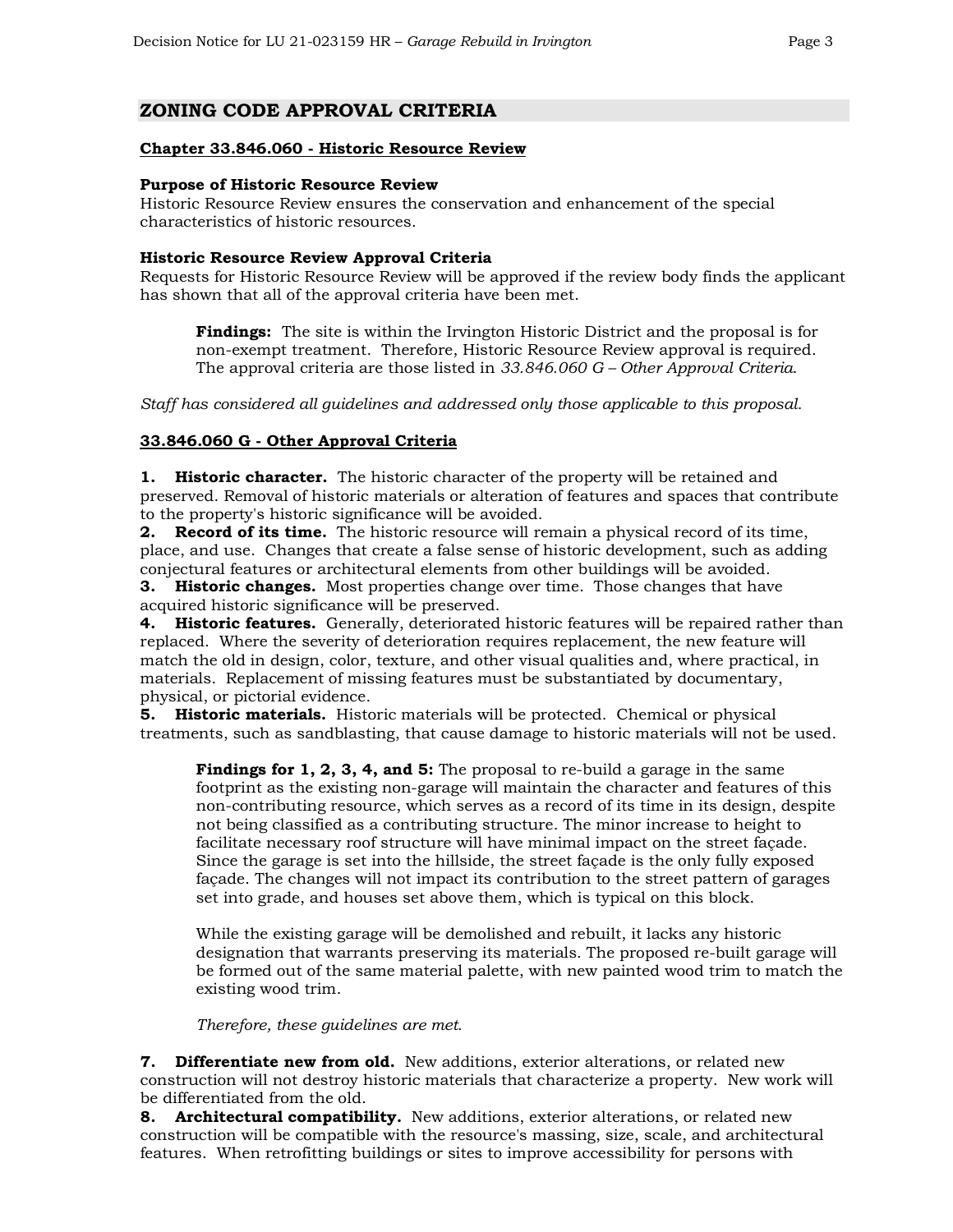## ZONING CODE APPROVAL CRITERIA

**Chapter 33.846.060 - Historic Resource Review**

**Purpose of Historic Resource Review**
Historic Resource Review ensures the conservation and enhancement of the special characteristics of historic resources.

**Historic Resource Review Approval Criteria**
Requests for Historic Resource Review will be approved if the review body finds the applicant has shown that all of the approval criteria have been met.

> **Findings:** The site is within the Irvington Historic District and the proposal is for non-exempt treatment. Therefore, Historic Resource Review approval is required. The approval criteria are those listed in *33.846.060 G – Other Approval Criteria*.

*Staff has considered all guidelines and addressed only those applicable to this proposal.*

**33.846.060 G - Other Approval Criteria**

**1. Historic character.** The historic character of the property will be retained and preserved. Removal of historic materials or alteration of features and spaces that contribute to the property's historic significance will be avoided.
**2. Record of its time.** The historic resource will remain a physical record of its time, place, and use. Changes that create a false sense of historic development, such as adding conjectural features or architectural elements from other buildings will be avoided.
**3. Historic changes.** Most properties change over time. Those changes that have acquired historic significance will be preserved.
**4. Historic features.** Generally, deteriorated historic features will be repaired rather than replaced. Where the severity of deterioration requires replacement, the new feature will match the old in design, color, texture, and other visual qualities and, where practical, in materials. Replacement of missing features must be substantiated by documentary, physical, or pictorial evidence.
**5. Historic materials.** Historic materials will be protected. Chemical or physical treatments, such as sandblasting, that cause damage to historic materials will not be used.

> **Findings for 1, 2, 3, 4, and 5:** The proposal to re-build a garage in the same footprint as the existing non-garage will maintain the character and features of this non-contributing resource, which serves as a record of its time in its design, despite not being classified as a contributing structure. The minor increase to height to facilitate necessary roof structure will have minimal impact on the street façade. Since the garage is set into the hillside, the street façade is the only fully exposed façade. The changes will not impact its contribution to the street pattern of garages set into grade, and houses set above them, which is typical on this block.
>
> While the existing garage will be demolished and rebuilt, it lacks any historic designation that warrants preserving its materials. The proposed re-built garage will be formed out of the same material palette, with new painted wood trim to match the existing wood trim.
>
> *Therefore, these guidelines are met.*

**7. Differentiate new from old.** New additions, exterior alterations, or related new construction will not destroy historic materials that characterize a property. New work will be differentiated from the old.
**8. Architectural compatibility.** New additions, exterior alterations, or related new construction will be compatible with the resource's massing, size, scale, and architectural features. When retrofitting buildings or sites to improve accessibility for persons with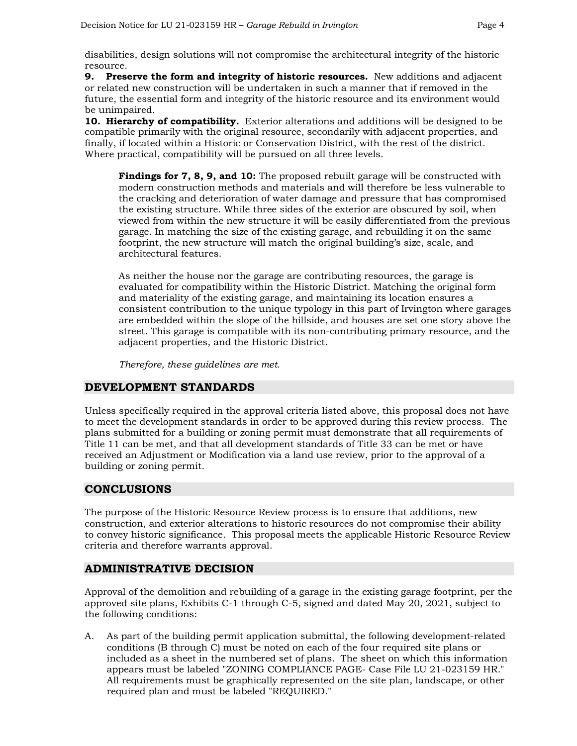disabilities, design solutions will not compromise the architectural integrity of the historic resource.

**9. Preserve the form and integrity of historic resources.** New additions and adjacent or related new construction will be undertaken in such a manner that if removed in the future, the essential form and integrity of the historic resource and its environment would be unimpaired.

**10. Hierarchy of compatibility.** Exterior alterations and additions will be designed to be compatible primarily with the original resource, secondarily with adjacent properties, and finally, if located within a Historic or Conservation District, with the rest of the district. Where practical, compatibility will be pursued on all three levels.

> **Findings for 7, 8, 9, and 10:** The proposed rebuilt garage will be constructed with modern construction methods and materials and will therefore be less vulnerable to the cracking and deterioration of water damage and pressure that has compromised the existing structure. While three sides of the exterior are obscured by soil, when viewed from within the new structure it will be easily differentiated from the previous garage. In matching the size of the existing garage, and rebuilding it on the same footprint, the new structure will match the original building's size, scale, and architectural features.
>
> As neither the house nor the garage are contributing resources, the garage is evaluated for compatibility within the Historic District. Matching the original form and materiality of the existing garage, and maintaining its location ensures a consistent contribution to the unique typology in this part of Irvington where garages are embedded within the slope of the hillside, and houses are set one story above the street. This garage is compatible with its non-contributing primary resource, and the adjacent properties, and the Historic District.
>
> *Therefore, these guidelines are met.*

## DEVELOPMENT STANDARDS

Unless specifically required in the approval criteria listed above, this proposal does not have to meet the development standards in order to be approved during this review process. The plans submitted for a building or zoning permit must demonstrate that all requirements of Title 11 can be met, and that all development standards of Title 33 can be met or have received an Adjustment or Modification via a land use review, prior to the approval of a building or zoning permit.

## CONCLUSIONS

The purpose of the Historic Resource Review process is to ensure that additions, new construction, and exterior alterations to historic resources do not compromise their ability to convey historic significance. This proposal meets the applicable Historic Resource Review criteria and therefore warrants approval.

## ADMINISTRATIVE DECISION

Approval of the demolition and rebuilding of a garage in the existing garage footprint, per the approved site plans, Exhibits C-1 through C-5, signed and dated May 20, 2021, subject to the following conditions:

A. As part of the building permit application submittal, the following development-related conditions (B through C) must be noted on each of the four required site plans or included as a sheet in the numbered set of plans. The sheet on which this information appears must be labeled "ZONING COMPLIANCE PAGE- Case File LU 21-023159 HR." All requirements must be graphically represented on the site plan, landscape, or other required plan and must be labeled "REQUIRED."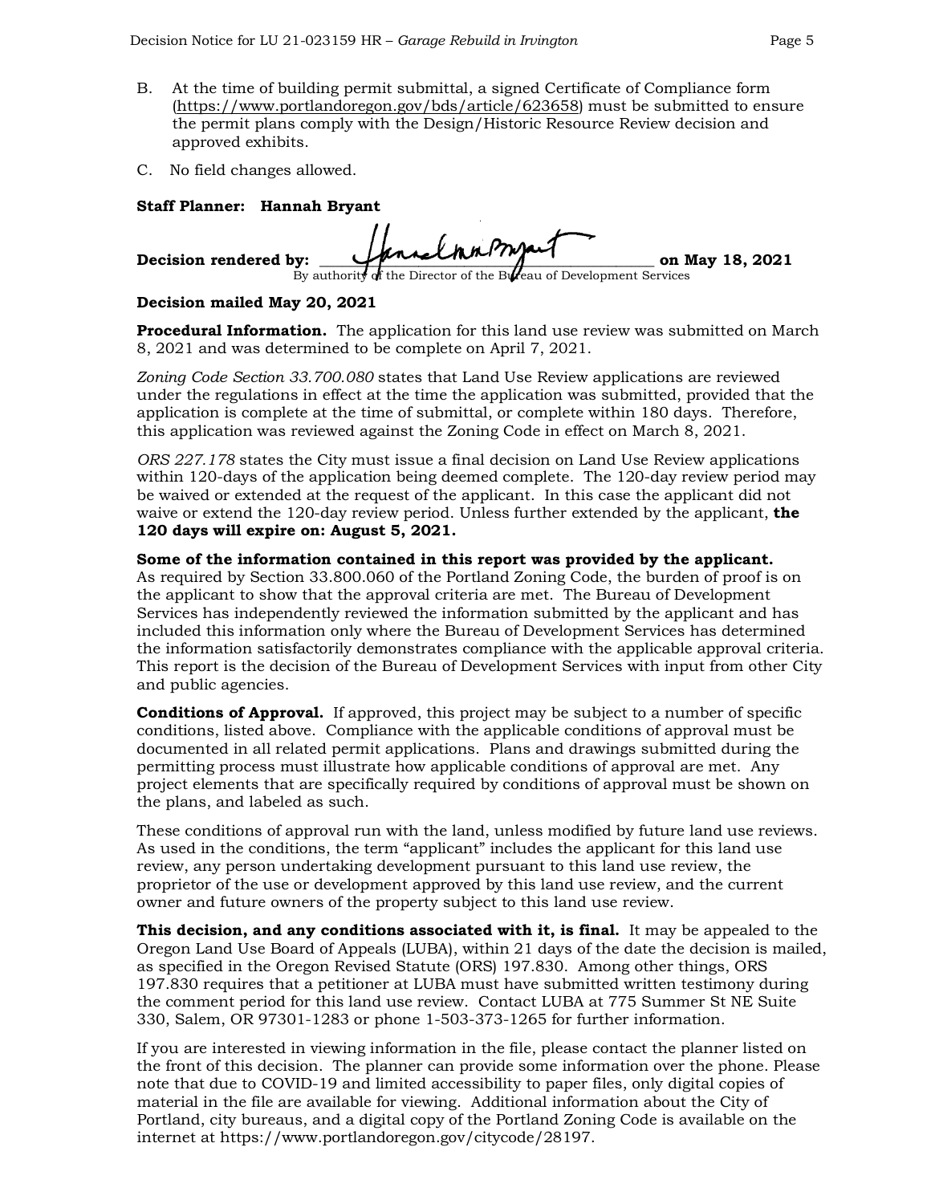B. At the time of building permit submittal, a signed Certificate of Compliance form (https://www.portlandoregon.gov/bds/article/623658) must be submitted to ensure the permit plans comply with the Design/Historic Resource Review decision and approved exhibits.

C. No field changes allowed.

**Staff Planner: Hannah Bryant**

**Decision rendered by:** ________________________________________ **on May 18, 2021**
By authority of the Director of the Bureau of Development Services

**Decision mailed May 20, 2021**

**Procedural Information.** The application for this land use review was submitted on March 8, 2021 and was determined to be complete on April 7, 2021.

*Zoning Code Section 33.700.080* states that Land Use Review applications are reviewed under the regulations in effect at the time the application was submitted, provided that the application is complete at the time of submittal, or complete within 180 days. Therefore, this application was reviewed against the Zoning Code in effect on March 8, 2021.

*ORS 227.178* states the City must issue a final decision on Land Use Review applications within 120-days of the application being deemed complete. The 120-day review period may be waived or extended at the request of the applicant. In this case the applicant did not waive or extend the 120-day review period. Unless further extended by the applicant, **the 120 days will expire on: August 5, 2021.**

**Some of the information contained in this report was provided by the applicant.** As required by Section 33.800.060 of the Portland Zoning Code, the burden of proof is on the applicant to show that the approval criteria are met. The Bureau of Development Services has independently reviewed the information submitted by the applicant and has included this information only where the Bureau of Development Services has determined the information satisfactorily demonstrates compliance with the applicable approval criteria. This report is the decision of the Bureau of Development Services with input from other City and public agencies.

**Conditions of Approval.** If approved, this project may be subject to a number of specific conditions, listed above. Compliance with the applicable conditions of approval must be documented in all related permit applications. Plans and drawings submitted during the permitting process must illustrate how applicable conditions of approval are met. Any project elements that are specifically required by conditions of approval must be shown on the plans, and labeled as such.

These conditions of approval run with the land, unless modified by future land use reviews. As used in the conditions, the term "applicant" includes the applicant for this land use review, any person undertaking development pursuant to this land use review, the proprietor of the use or development approved by this land use review, and the current owner and future owners of the property subject to this land use review.

**This decision, and any conditions associated with it, is final.** It may be appealed to the Oregon Land Use Board of Appeals (LUBA), within 21 days of the date the decision is mailed, as specified in the Oregon Revised Statute (ORS) 197.830. Among other things, ORS 197.830 requires that a petitioner at LUBA must have submitted written testimony during the comment period for this land use review. Contact LUBA at 775 Summer St NE Suite 330, Salem, OR 97301-1283 or phone 1-503-373-1265 for further information.

If you are interested in viewing information in the file, please contact the planner listed on the front of this decision. The planner can provide some information over the phone. Please note that due to COVID-19 and limited accessibility to paper files, only digital copies of material in the file are available for viewing. Additional information about the City of Portland, city bureaus, and a digital copy of the Portland Zoning Code is available on the internet at https://www.portlandoregon.gov/citycode/28197.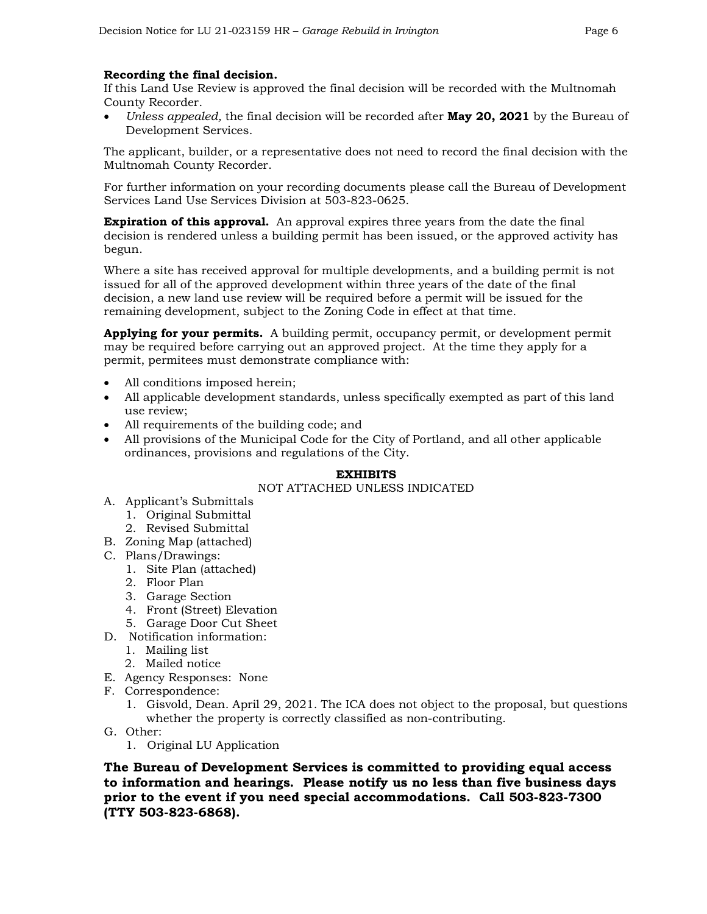**Recording the final decision.**
If this Land Use Review is approved the final decision will be recorded with the Multnomah County Recorder.

- *Unless appealed,* the final decision will be recorded after **May 20, 2021** by the Bureau of Development Services.

The applicant, builder, or a representative does not need to record the final decision with the Multnomah County Recorder.

For further information on your recording documents please call the Bureau of Development Services Land Use Services Division at 503-823-0625.

**Expiration of this approval.** An approval expires three years from the date the final decision is rendered unless a building permit has been issued, or the approved activity has begun.

Where a site has received approval for multiple developments, and a building permit is not issued for all of the approved development within three years of the date of the final decision, a new land use review will be required before a permit will be issued for the remaining development, subject to the Zoning Code in effect at that time.

**Applying for your permits.** A building permit, occupancy permit, or development permit may be required before carrying out an approved project. At the time they apply for a permit, permitees must demonstrate compliance with:

- All conditions imposed herein;
- All applicable development standards, unless specifically exempted as part of this land use review;
- All requirements of the building code; and
- All provisions of the Municipal Code for the City of Portland, and all other applicable ordinances, provisions and regulations of the City.

**EXHIBITS**

NOT ATTACHED UNLESS INDICATED

A. Applicant's Submittals
   1. Original Submittal
   2. Revised Submittal
B. Zoning Map (attached)
C. Plans/Drawings:
   1. Site Plan (attached)
   2. Floor Plan
   3. Garage Section
   4. Front (Street) Elevation
   5. Garage Door Cut Sheet
D. Notification information:
   1. Mailing list
   2. Mailed notice
E. Agency Responses: None
F. Correspondence:
   1. Gisvold, Dean. April 29, 2021. The ICA does not object to the proposal, but questions whether the property is correctly classified as non-contributing.
G. Other:
   1. Original LU Application

**The Bureau of Development Services is committed to providing equal access to information and hearings. Please notify us no less than five business days prior to the event if you need special accommodations. Call 503-823-7300 (TTY 503-823-6868).**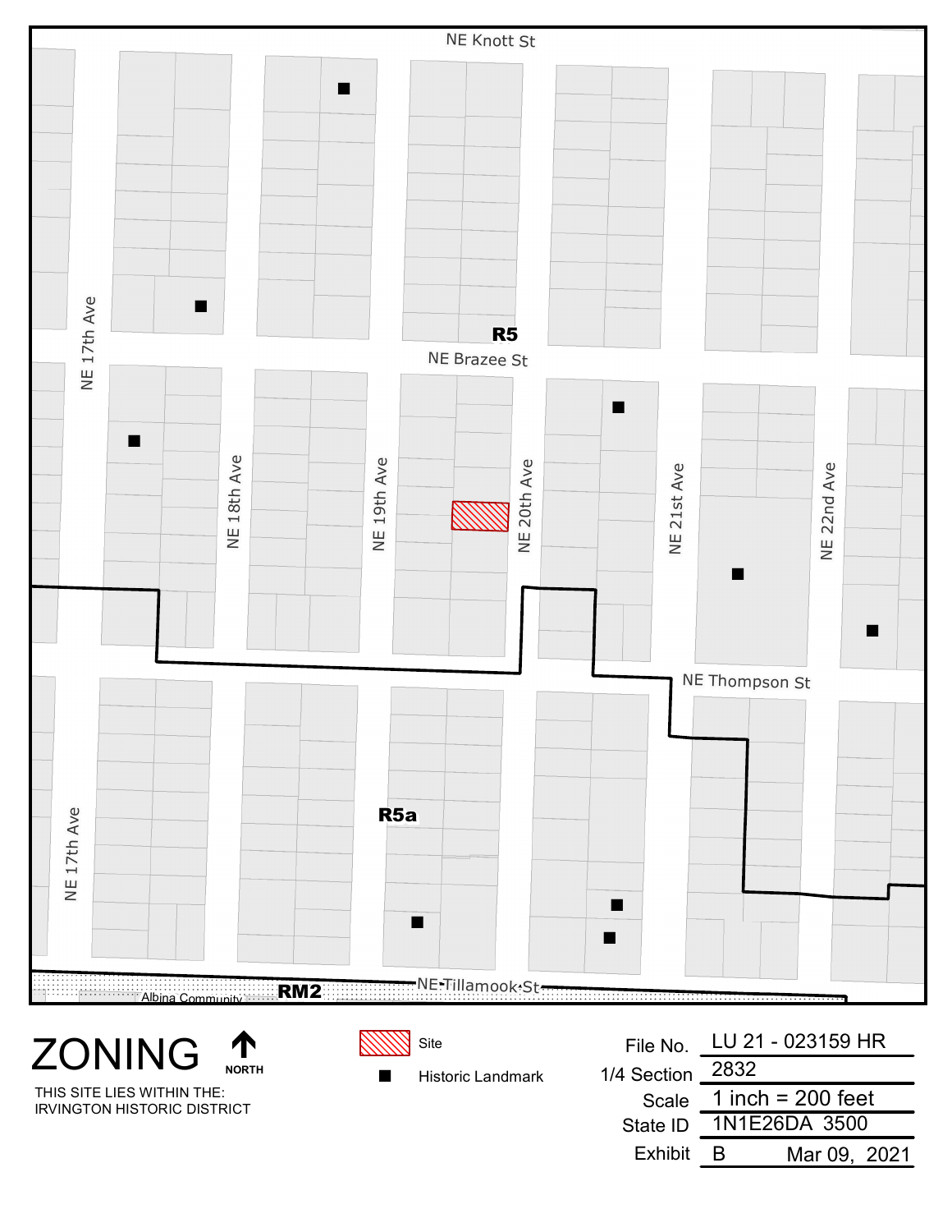NE Knott St

R5

NE Brazee St

NE 17th Ave

NE 18th Ave

NE 19th Ave

NE 20th Ave

NE 21st Ave

NE 22nd Ave

NE Thompson St

R5a

NE 17th Ave

NE Tillamook St

RM2

Albina Community

# ZONING

NORTH

THIS SITE LIES WITHIN THE:
IRVINGTON HISTORIC DISTRICT

Site

Historic Landmark

| | |
|---|---|
| File No. | LU 21 - 023159 HR |
| 1/4 Section | 2832 |
| Scale | 1 inch = 200 feet |
| State ID | 1N1E26DA 3500 |
| Exhibit | B Mar 09, 2021 |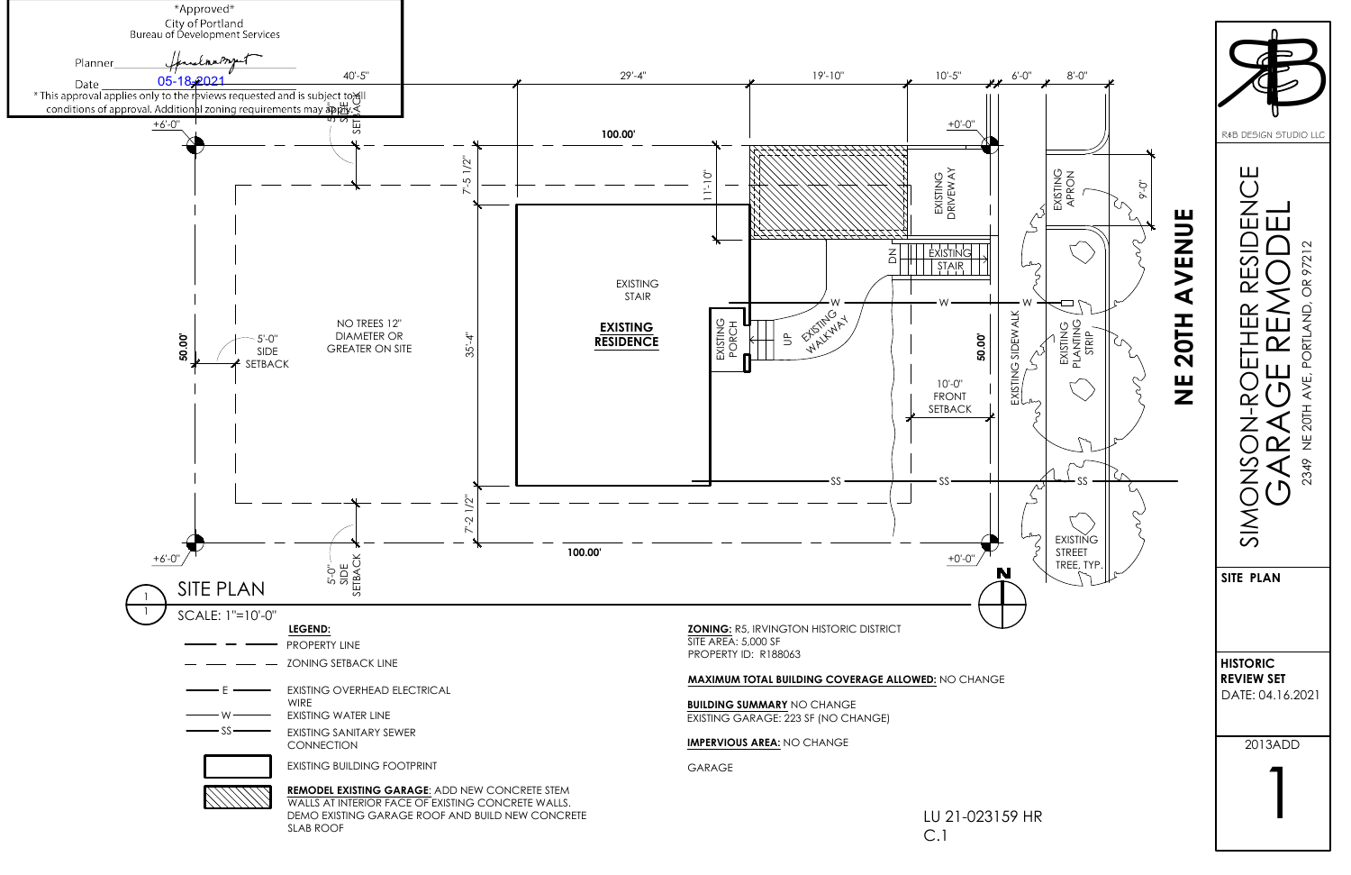*Approved*
City of Portland
Bureau of Development Services

Planner ____________

Date 05-18-2021

* This approval applies only to the reviews requested and is subject to all conditions of approval. Additional zoning requirements may apply.

40'-5"

29'-4"

19'-10"

10'-5"

6'-0"

8'-0"

+6'-0"

100.00'

+0'-0"

7'-5 1/2"

11'-10"

5'-0" SIDE SETBACK

EXISTING DRIVEWAY

EXISTING APRON

9'-0"

DN

EXISTING STAIR

EXISTING STAIR

EXISTING RESIDENCE

EXISTING PORCH

UP

EXISTING WALKWAY

W

50.00'

5'-0" SIDE SETBACK

NO TREES 12" DIAMETER OR GREATER ON SITE

35'-4"

50.00'

EXISTING SIDEWALK

EXISTING PLANTING STRIP

10'-0" FRONT SETBACK

SS

7'-2 1/2"

100.00'

EXISTING STREET TREE, TYP.

+6'-0"

+0'-0"

5'-0" SIDE SETBACK

N

**NE 20TH AVENUE**

## SITE PLAN

SCALE: 1"=10'-0"

**LEGEND:**

- PROPERTY LINE
- ZONING SETBACK LINE
- E — EXISTING OVERHEAD ELECTRICAL WIRE
- W — EXISTING WATER LINE
- SS — EXISTING SANITARY SEWER CONNECTION
- EXISTING BUILDING FOOTPRINT
- **REMODEL EXISTING GARAGE**: ADD NEW CONCRETE STEM WALLS AT INTERIOR FACE OF EXISTING CONCRETE WALLS. DEMO EXISTING GARAGE ROOF AND BUILD NEW CONCRETE SLAB ROOF

**ZONING:** R5, IRVINGTON HISTORIC DISTRICT
SITE AREA: 5,000 SF
PROPERTY ID: R188063

**MAXIMUM TOTAL BUILDING COVERAGE ALLOWED:** NO CHANGE

**BUILDING SUMMARY** NO CHANGE
EXISTING GARAGE: 223 SF (NO CHANGE)

**IMPERVIOUS AREA:** NO CHANGE

GARAGE

LU 21-023159 HR
C.1

R&B DESIGN STUDIO LLC

SIMONSON-ROETHER RESIDENCE
GARAGE REMODEL
2349 NE 20TH AVE, PORTLAND, OR 97212

**SITE PLAN**

**HISTORIC REVIEW SET**
DATE: 04.16.2021

2013ADD

1